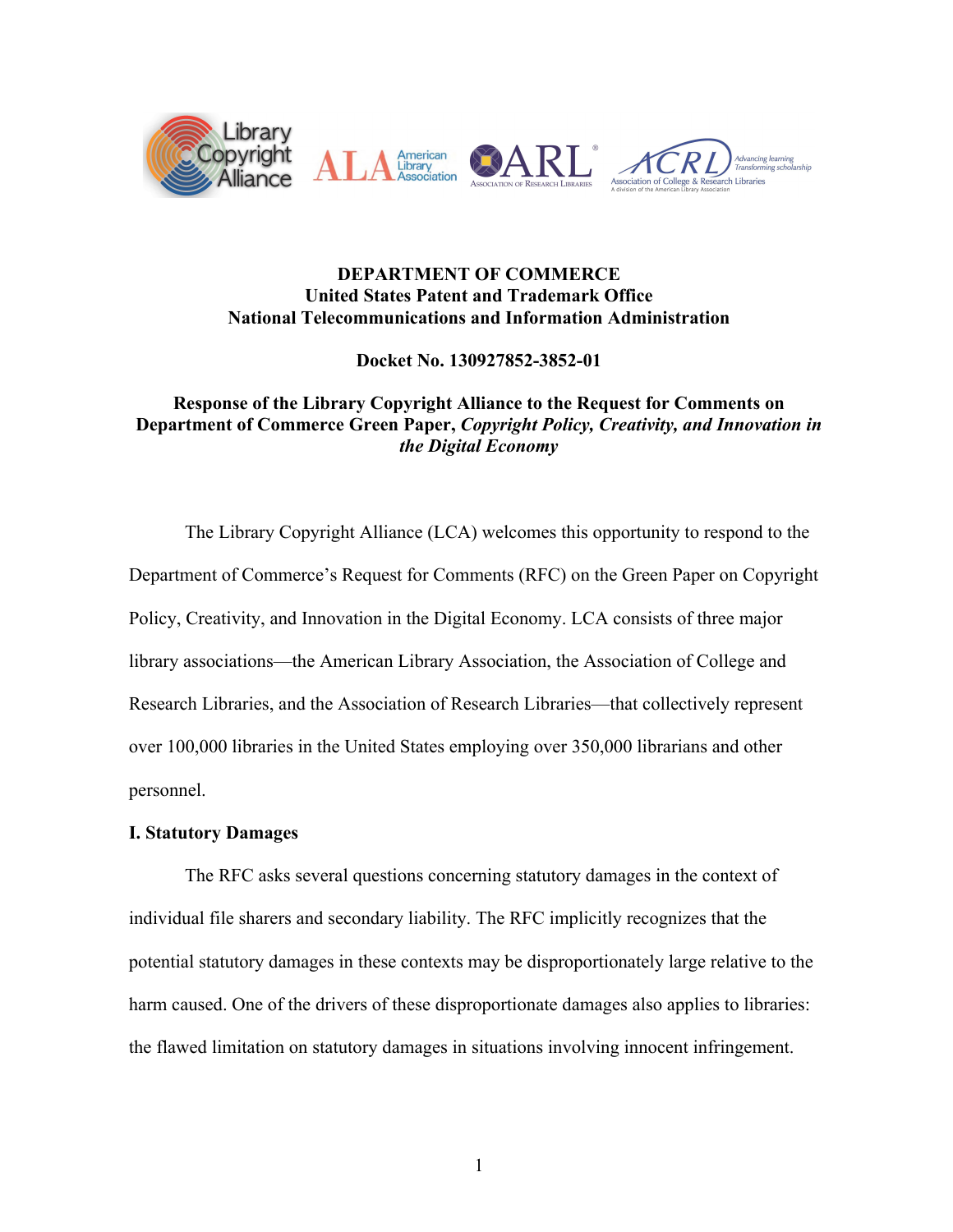**DEPARTMENT OF COMMERCE**
**United States Patent and Trademark Office**
**National Telecommunications and Information Administration**

**Docket No. 130927852-3852-01**

**Response of the Library Copyright Alliance to the Request for Comments on Department of Commerce Green Paper, *Copyright Policy, Creativity, and Innovation in the Digital Economy***

The Library Copyright Alliance (LCA) welcomes this opportunity to respond to the Department of Commerce's Request for Comments (RFC) on the Green Paper on Copyright Policy, Creativity, and Innovation in the Digital Economy. LCA consists of three major library associations—the American Library Association, the Association of College and Research Libraries, and the Association of Research Libraries—that collectively represent over 100,000 libraries in the United States employing over 350,000 librarians and other personnel.

## I. Statutory Damages

The RFC asks several questions concerning statutory damages in the context of individual file sharers and secondary liability. The RFC implicitly recognizes that the potential statutory damages in these contexts may be disproportionately large relative to the harm caused. One of the drivers of these disproportionate damages also applies to libraries: the flawed limitation on statutory damages in situations involving innocent infringement.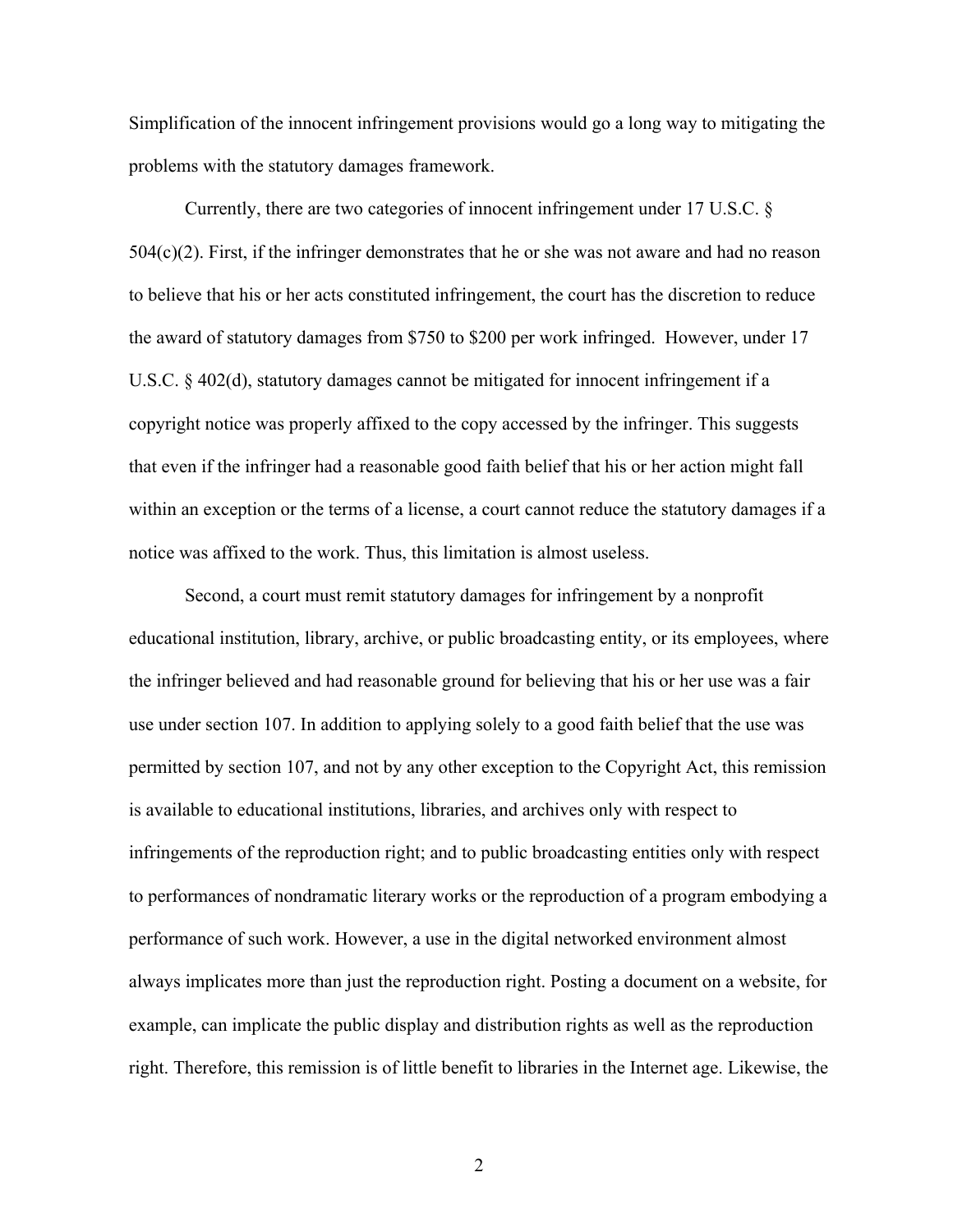Simplification of the innocent infringement provisions would go a long way to mitigating the problems with the statutory damages framework.

Currently, there are two categories of innocent infringement under 17 U.S.C. § 504(c)(2). First, if the infringer demonstrates that he or she was not aware and had no reason to believe that his or her acts constituted infringement, the court has the discretion to reduce the award of statutory damages from $750 to $200 per work infringed. However, under 17 U.S.C. § 402(d), statutory damages cannot be mitigated for innocent infringement if a copyright notice was properly affixed to the copy accessed by the infringer. This suggests that even if the infringer had a reasonable good faith belief that his or her action might fall within an exception or the terms of a license, a court cannot reduce the statutory damages if a notice was affixed to the work. Thus, this limitation is almost useless.

Second, a court must remit statutory damages for infringement by a nonprofit educational institution, library, archive, or public broadcasting entity, or its employees, where the infringer believed and had reasonable ground for believing that his or her use was a fair use under section 107. In addition to applying solely to a good faith belief that the use was permitted by section 107, and not by any other exception to the Copyright Act, this remission is available to educational institutions, libraries, and archives only with respect to infringements of the reproduction right; and to public broadcasting entities only with respect to performances of nondramatic literary works or the reproduction of a program embodying a performance of such work. However, a use in the digital networked environment almost always implicates more than just the reproduction right. Posting a document on a website, for example, can implicate the public display and distribution rights as well as the reproduction right. Therefore, this remission is of little benefit to libraries in the Internet age. Likewise, the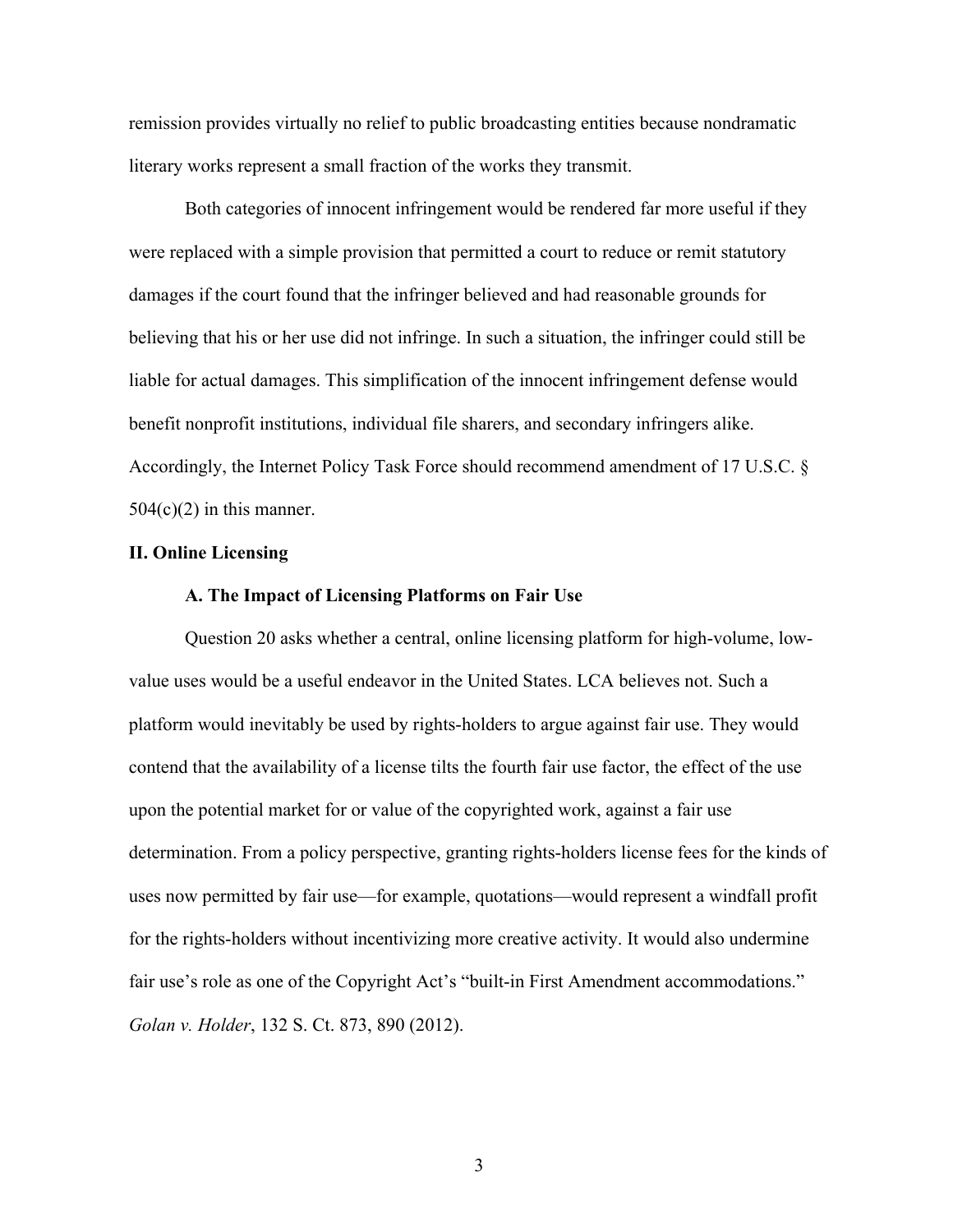remission provides virtually no relief to public broadcasting entities because nondramatic literary works represent a small fraction of the works they transmit.

Both categories of innocent infringement would be rendered far more useful if they were replaced with a simple provision that permitted a court to reduce or remit statutory damages if the court found that the infringer believed and had reasonable grounds for believing that his or her use did not infringe. In such a situation, the infringer could still be liable for actual damages. This simplification of the innocent infringement defense would benefit nonprofit institutions, individual file sharers, and secondary infringers alike. Accordingly, the Internet Policy Task Force should recommend amendment of 17 U.S.C. § 504(c)(2) in this manner.

## II. Online Licensing

### A. The Impact of Licensing Platforms on Fair Use

Question 20 asks whether a central, online licensing platform for high-volume, low-value uses would be a useful endeavor in the United States. LCA believes not. Such a platform would inevitably be used by rights-holders to argue against fair use. They would contend that the availability of a license tilts the fourth fair use factor, the effect of the use upon the potential market for or value of the copyrighted work, against a fair use determination. From a policy perspective, granting rights-holders license fees for the kinds of uses now permitted by fair use—for example, quotations—would represent a windfall profit for the rights-holders without incentivizing more creative activity. It would also undermine fair use's role as one of the Copyright Act's "built-in First Amendment accommodations." *Golan v. Holder*, 132 S. Ct. 873, 890 (2012).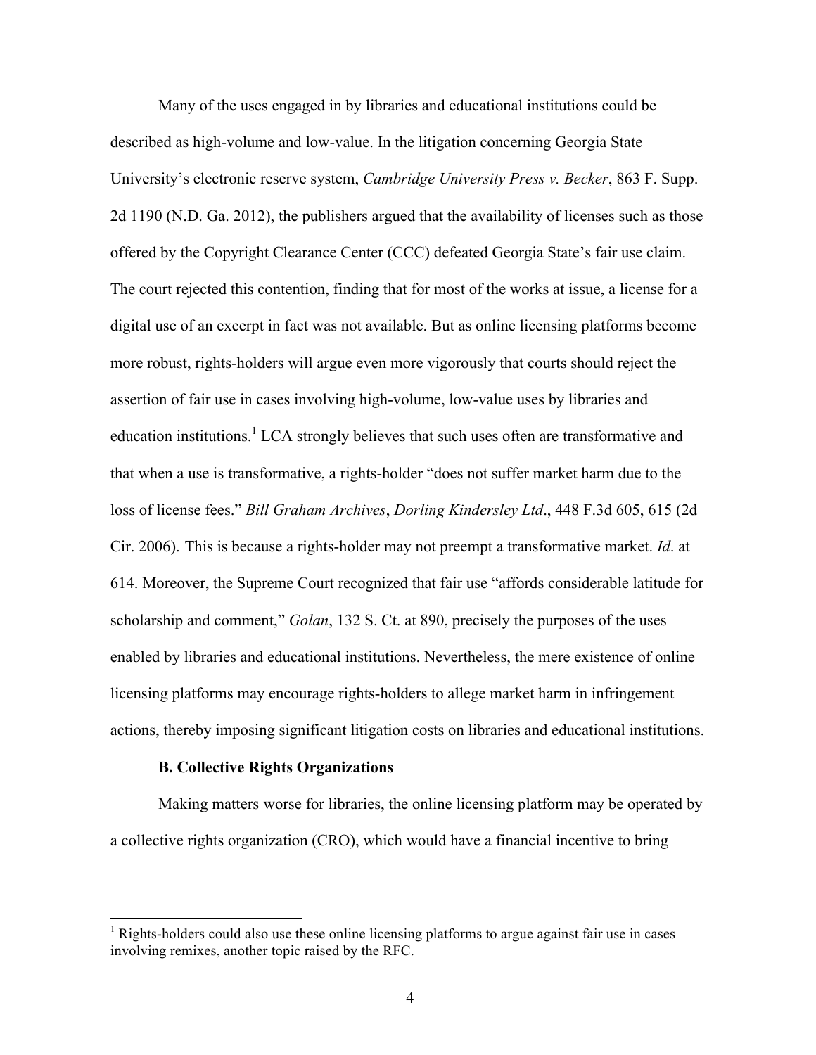Many of the uses engaged in by libraries and educational institutions could be described as high-volume and low-value. In the litigation concerning Georgia State University's electronic reserve system, *Cambridge University Press v. Becker*, 863 F. Supp. 2d 1190 (N.D. Ga. 2012), the publishers argued that the availability of licenses such as those offered by the Copyright Clearance Center (CCC) defeated Georgia State's fair use claim. The court rejected this contention, finding that for most of the works at issue, a license for a digital use of an excerpt in fact was not available. But as online licensing platforms become more robust, rights-holders will argue even more vigorously that courts should reject the assertion of fair use in cases involving high-volume, low-value uses by libraries and education institutions.[1] LCA strongly believes that such uses often are transformative and that when a use is transformative, a rights-holder "does not suffer market harm due to the loss of license fees." *Bill Graham Archives*, *Dorling Kindersley Ltd*., 448 F.3d 605, 615 (2d Cir. 2006). This is because a rights-holder may not preempt a transformative market. *Id*. at 614. Moreover, the Supreme Court recognized that fair use "affords considerable latitude for scholarship and comment," *Golan*, 132 S. Ct. at 890, precisely the purposes of the uses enabled by libraries and educational institutions. Nevertheless, the mere existence of online licensing platforms may encourage rights-holders to allege market harm in infringement actions, thereby imposing significant litigation costs on libraries and educational institutions.

**B. Collective Rights Organizations**

Making matters worse for libraries, the online licensing platform may be operated by a collective rights organization (CRO), which would have a financial incentive to bring

[1] Rights-holders could also use these online licensing platforms to argue against fair use in cases involving remixes, another topic raised by the RFC.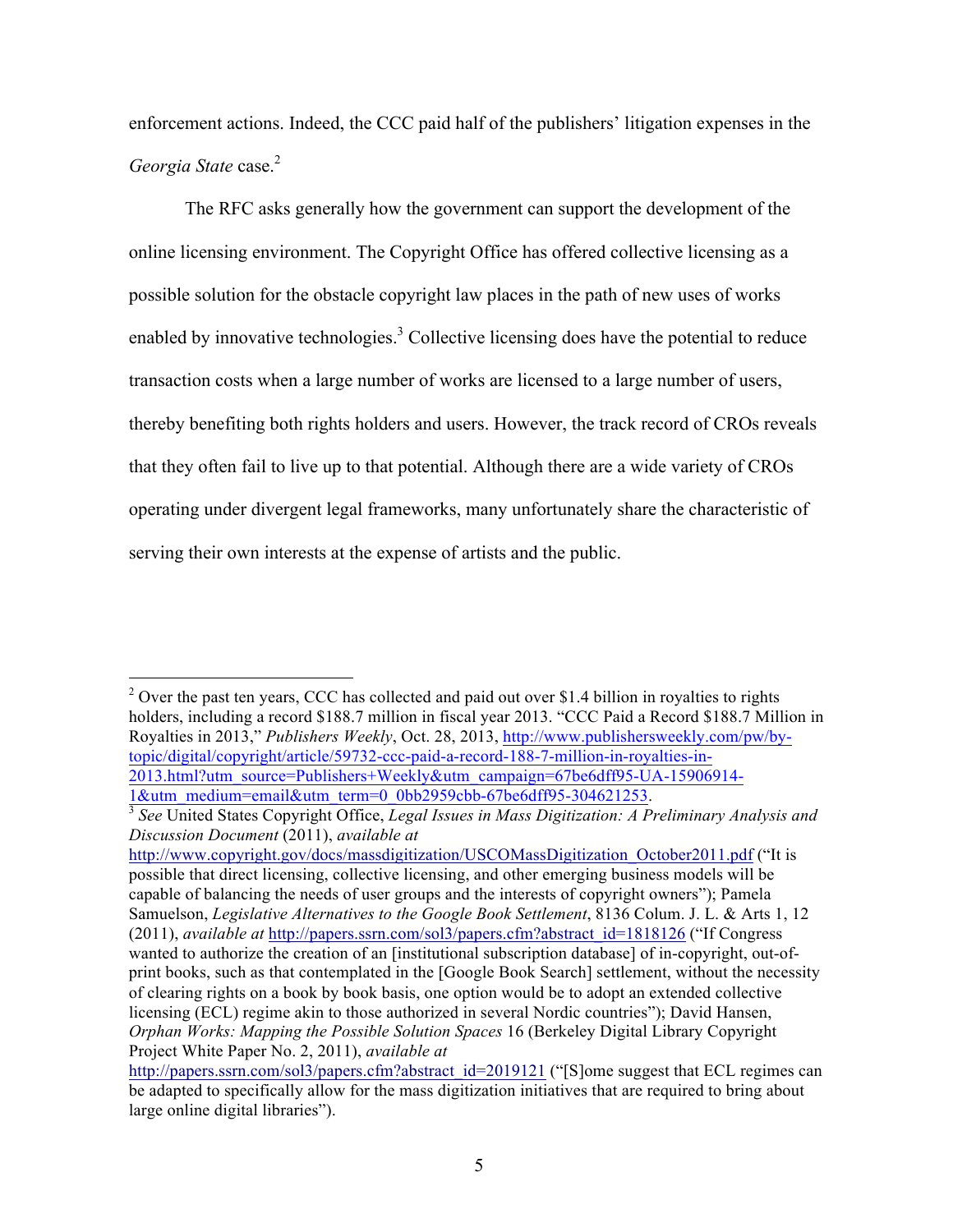enforcement actions. Indeed, the CCC paid half of the publishers' litigation expenses in the *Georgia State* case.[2]

The RFC asks generally how the government can support the development of the online licensing environment. The Copyright Office has offered collective licensing as a possible solution for the obstacle copyright law places in the path of new uses of works enabled by innovative technologies.[3] Collective licensing does have the potential to reduce transaction costs when a large number of works are licensed to a large number of users, thereby benefiting both rights holders and users. However, the track record of CROs reveals that they often fail to live up to that potential. Although there are a wide variety of CROs operating under divergent legal frameworks, many unfortunately share the characteristic of serving their own interests at the expense of artists and the public.

---

[2] Over the past ten years, CCC has collected and paid out over $1.4 billion in royalties to rights holders, including a record $188.7 million in fiscal year 2013. "CCC Paid a Record $188.7 Million in Royalties in 2013," *Publishers Weekly*, Oct. 28, 2013, http://www.publishersweekly.com/pw/by-topic/digital/copyright/article/59732-ccc-paid-a-record-188-7-million-in-royalties-in-2013.html?utm_source=Publishers+Weekly&utm_campaign=67be6dff95-UA-15906914-1&utm_medium=email&utm_term=0_0bb2959cbb-67be6dff95-304621253.

[3] *See* United States Copyright Office, *Legal Issues in Mass Digitization: A Preliminary Analysis and Discussion Document* (2011), *available at* http://www.copyright.gov/docs/massdigitization/USCOMassDigitization_October2011.pdf ("It is possible that direct licensing, collective licensing, and other emerging business models will be capable of balancing the needs of user groups and the interests of copyright owners"); Pamela Samuelson, *Legislative Alternatives to the Google Book Settlement*, 8136 Colum. J. L. & Arts 1, 12 (2011), *available at* http://papers.ssrn.com/sol3/papers.cfm?abstract_id=1818126 ("If Congress wanted to authorize the creation of an [institutional subscription database] of in-copyright, out-of-print books, such as that contemplated in the [Google Book Search] settlement, without the necessity of clearing rights on a book by book basis, one option would be to adopt an extended collective licensing (ECL) regime akin to those authorized in several Nordic countries"); David Hansen, *Orphan Works: Mapping the Possible Solution Spaces* 16 (Berkeley Digital Library Copyright Project White Paper No. 2, 2011), *available at* http://papers.ssrn.com/sol3/papers.cfm?abstract_id=2019121 ("[S]ome suggest that ECL regimes can be adapted to specifically allow for the mass digitization initiatives that are required to bring about large online digital libraries").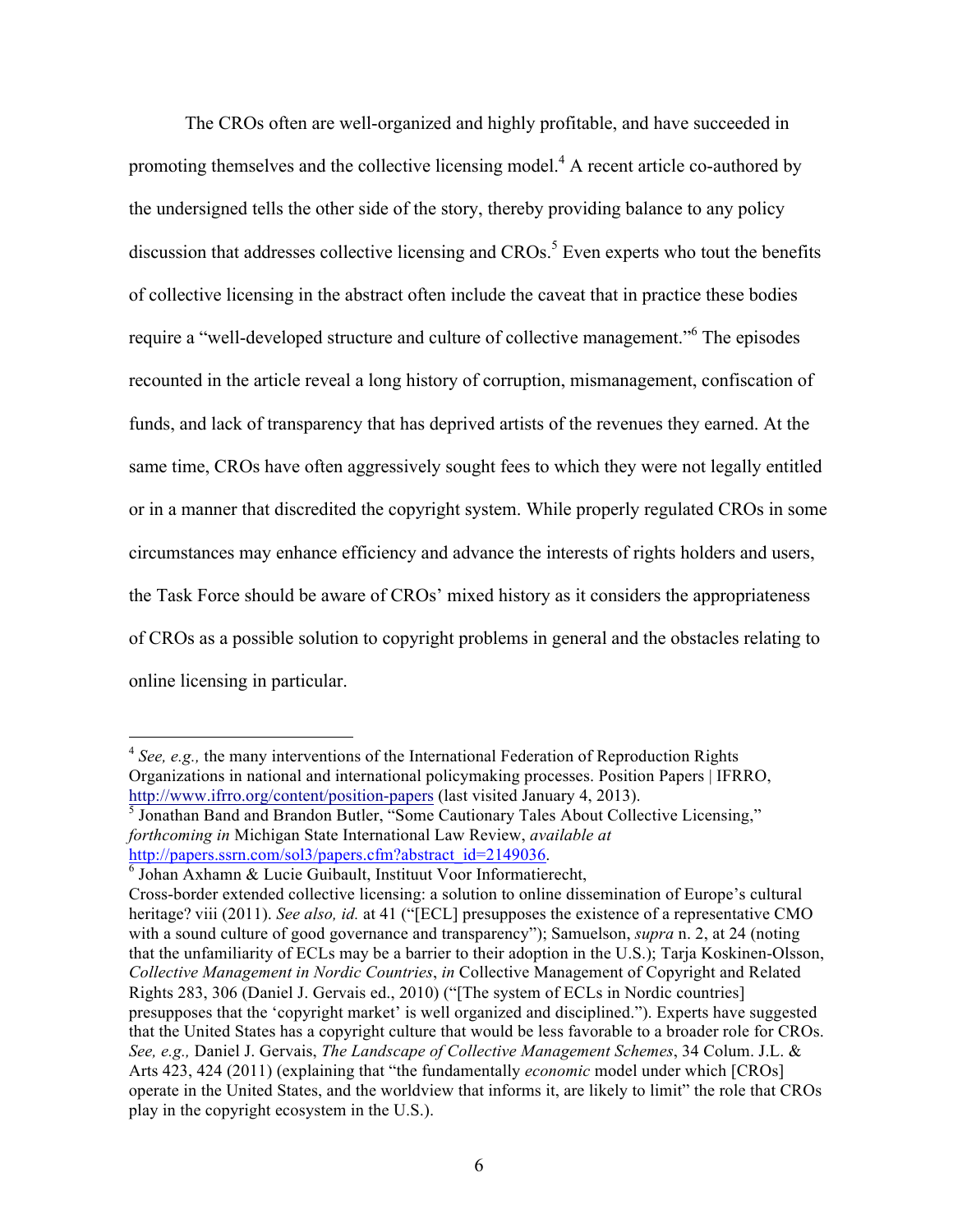The CROs often are well-organized and highly profitable, and have succeeded in promoting themselves and the collective licensing model.[4] A recent article co-authored by the undersigned tells the other side of the story, thereby providing balance to any policy discussion that addresses collective licensing and CROs.[5] Even experts who tout the benefits of collective licensing in the abstract often include the caveat that in practice these bodies require a "well-developed structure and culture of collective management."[6] The episodes recounted in the article reveal a long history of corruption, mismanagement, confiscation of funds, and lack of transparency that has deprived artists of the revenues they earned. At the same time, CROs have often aggressively sought fees to which they were not legally entitled or in a manner that discredited the copyright system. While properly regulated CROs in some circumstances may enhance efficiency and advance the interests of rights holders and users, the Task Force should be aware of CROs' mixed history as it considers the appropriateness of CROs as a possible solution to copyright problems in general and the obstacles relating to online licensing in particular.

---

[4] *See, e.g.,* the many interventions of the International Federation of Reproduction Rights Organizations in national and international policymaking processes. Position Papers | IFRRO, http://www.ifrro.org/content/position-papers (last visited January 4, 2013).

[5] Jonathan Band and Brandon Butler, "Some Cautionary Tales About Collective Licensing," *forthcoming in* Michigan State International Law Review, *available at* http://papers.ssrn.com/sol3/papers.cfm?abstract_id=2149036.

[6] Johan Axhamn & Lucie Guibault, Instituut Voor Informatierecht, Cross-border extended collective licensing: a solution to online dissemination of Europe's cultural heritage? viii (2011). *See also, id.* at 41 ("[ECL] presupposes the existence of a representative CMO with a sound culture of good governance and transparency"); Samuelson, *supra* n. 2, at 24 (noting that the unfamiliarity of ECLs may be a barrier to their adoption in the U.S.); Tarja Koskinen-Olsson, *Collective Management in Nordic Countries*, *in* Collective Management of Copyright and Related Rights 283, 306 (Daniel J. Gervais ed., 2010) ("[The system of ECLs in Nordic countries] presupposes that the 'copyright market' is well organized and disciplined."). Experts have suggested that the United States has a copyright culture that would be less favorable to a broader role for CROs. *See, e.g.,* Daniel J. Gervais, *The Landscape of Collective Management Schemes*, 34 Colum. J.L. & Arts 423, 424 (2011) (explaining that "the fundamentally *economic* model under which [CROs] operate in the United States, and the worldview that informs it, are likely to limit" the role that CROs play in the copyright ecosystem in the U.S.).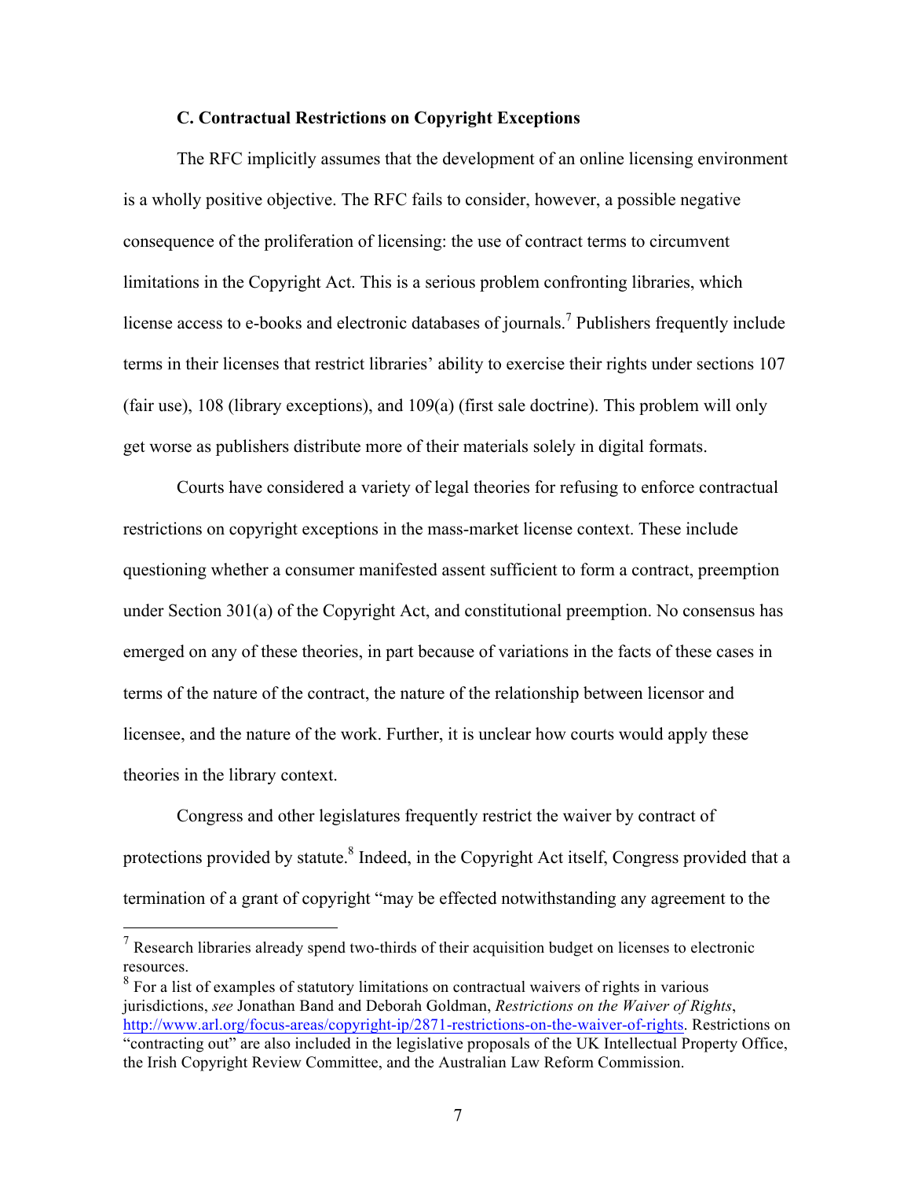### C. Contractual Restrictions on Copyright Exceptions

The RFC implicitly assumes that the development of an online licensing environment is a wholly positive objective. The RFC fails to consider, however, a possible negative consequence of the proliferation of licensing: the use of contract terms to circumvent limitations in the Copyright Act. This is a serious problem confronting libraries, which license access to e-books and electronic databases of journals.[7] Publishers frequently include terms in their licenses that restrict libraries' ability to exercise their rights under sections 107 (fair use), 108 (library exceptions), and 109(a) (first sale doctrine). This problem will only get worse as publishers distribute more of their materials solely in digital formats.

Courts have considered a variety of legal theories for refusing to enforce contractual restrictions on copyright exceptions in the mass-market license context. These include questioning whether a consumer manifested assent sufficient to form a contract, preemption under Section 301(a) of the Copyright Act, and constitutional preemption. No consensus has emerged on any of these theories, in part because of variations in the facts of these cases in terms of the nature of the contract, the nature of the relationship between licensor and licensee, and the nature of the work. Further, it is unclear how courts would apply these theories in the library context.

Congress and other legislatures frequently restrict the waiver by contract of protections provided by statute.[8] Indeed, in the Copyright Act itself, Congress provided that a termination of a grant of copyright "may be effected notwithstanding any agreement to the

---

[7] Research libraries already spend two-thirds of their acquisition budget on licenses to electronic resources.

[8] For a list of examples of statutory limitations on contractual waivers of rights in various jurisdictions, *see* Jonathan Band and Deborah Goldman, *Restrictions on the Waiver of Rights*, http://www.arl.org/focus-areas/copyright-ip/2871-restrictions-on-the-waiver-of-rights. Restrictions on "contracting out" are also included in the legislative proposals of the UK Intellectual Property Office, the Irish Copyright Review Committee, and the Australian Law Reform Commission.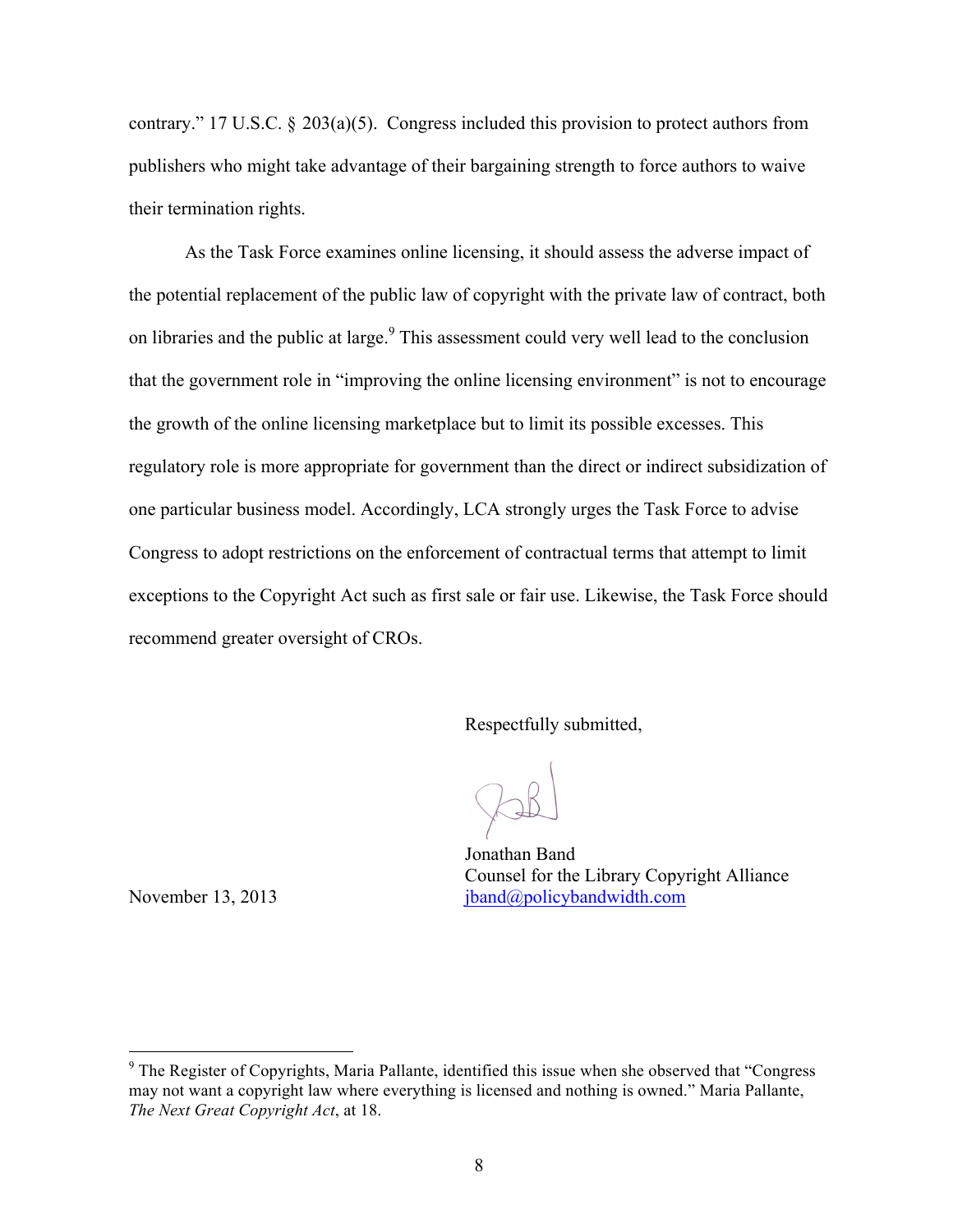contrary." 17 U.S.C. § 203(a)(5). Congress included this provision to protect authors from publishers who might take advantage of their bargaining strength to force authors to waive their termination rights.

As the Task Force examines online licensing, it should assess the adverse impact of the potential replacement of the public law of copyright with the private law of contract, both on libraries and the public at large.[9] This assessment could very well lead to the conclusion that the government role in "improving the online licensing environment" is not to encourage the growth of the online licensing marketplace but to limit its possible excesses. This regulatory role is more appropriate for government than the direct or indirect subsidization of one particular business model. Accordingly, LCA strongly urges the Task Force to advise Congress to adopt restrictions on the enforcement of contractual terms that attempt to limit exceptions to the Copyright Act such as first sale or fair use. Likewise, the Task Force should recommend greater oversight of CROs.

Respectfully submitted,

Jonathan Band
Counsel for the Library Copyright Alliance
jband@policybandwidth.com

November 13, 2013

---

[9] The Register of Copyrights, Maria Pallante, identified this issue when she observed that "Congress may not want a copyright law where everything is licensed and nothing is owned." Maria Pallante, *The Next Great Copyright Act*, at 18.